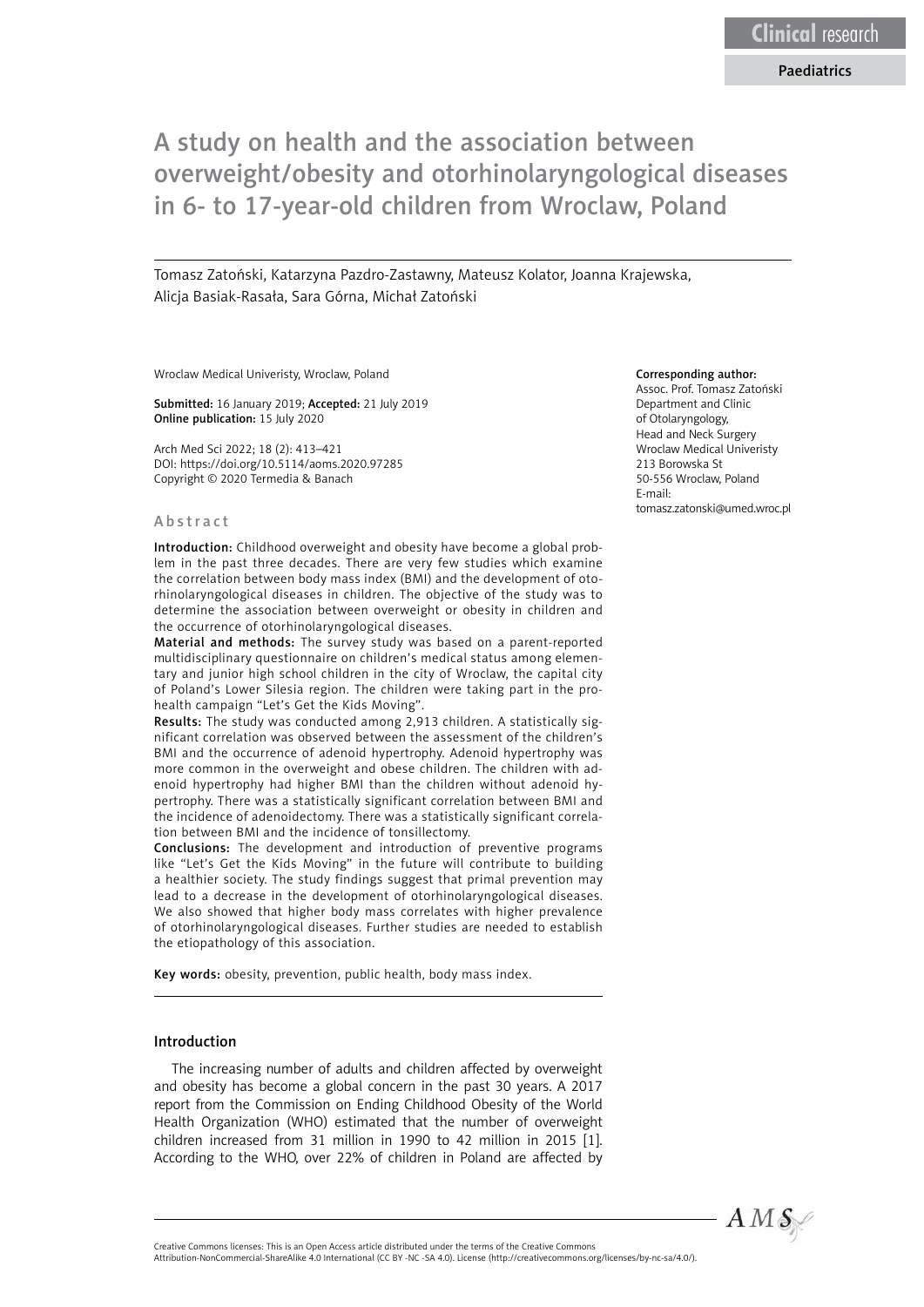Clinical research

Paediatrics

# A study on health and the association between overweight/obesity and otorhinolaryngological diseases in 6- to 17-year-old children from Wroclaw, Poland

Tomasz Zatoński, Katarzyna Pazdro-Zastawny, Mateusz Kolator, Joanna Krajewska, Alicja Basiak-Rasała, Sara Górna, Michał Zatoński

Wroclaw Medical Univeristy, Wroclaw, Poland

**Submitted:** 16 January 2019; **Accepted:** 21 July 2019
**Online publication:** 15 July 2020

Arch Med Sci 2022; 18 (2): 413–421
DOI: https://doi.org/10.5114/aoms.2020.97285
Copyright © 2020 Termedia & Banach

**Corresponding author:**
Assoc. Prof. Tomasz Zatoński
Department and Clinic of Otolaryngology, Head and Neck Surgery
Wroclaw Medical Univeristy
213 Borowska St
50-556 Wroclaw, Poland
E-mail: tomasz.zatonski@umed.wroc.pl

## Abstract

**Introduction:** Childhood overweight and obesity have become a global problem in the past three decades. There are very few studies which examine the correlation between body mass index (BMI) and the development of otorhinolaryngological diseases in children. The objective of the study was to determine the association between overweight or obesity in children and the occurrence of otorhinolaryngological diseases.

**Material and methods:** The survey study was based on a parent-reported multidisciplinary questionnaire on children's medical status among elementary and junior high school children in the city of Wroclaw, the capital city of Poland's Lower Silesia region. The children were taking part in the pro-health campaign "Let's Get the Kids Moving".

**Results:** The study was conducted among 2,913 children. A statistically significant correlation was observed between the assessment of the children's BMI and the occurrence of adenoid hypertrophy. Adenoid hypertrophy was more common in the overweight and obese children. The children with adenoid hypertrophy had higher BMI than the children without adenoid hypertrophy. There was a statistically significant correlation between BMI and the incidence of adenoidectomy. There was a statistically significant correlation between BMI and the incidence of tonsillectomy.

**Conclusions:** The development and introduction of preventive programs like "Let's Get the Kids Moving" in the future will contribute to building a healthier society. The study findings suggest that primal prevention may lead to a decrease in the development of otorhinolaryngological diseases. We also showed that higher body mass correlates with higher prevalence of otorhinolaryngological diseases. Further studies are needed to establish the etiopathology of this association.

**Key words:** obesity, prevention, public health, body mass index.

## Introduction

The increasing number of adults and children affected by overweight and obesity has become a global concern in the past 30 years. A 2017 report from the Commission on Ending Childhood Obesity of the World Health Organization (WHO) estimated that the number of overweight children increased from 31 million in 1990 to 42 million in 2015 [1]. According to the WHO, over 22% of children in Poland are affected by

Creative Commons licenses: This is an Open Access article distributed under the terms of the Creative Commons Attribution-NonCommercial-ShareAlike 4.0 International (CC BY -NC -SA 4.0). License (http://creativecommons.org/licenses/by-nc-sa/4.0/).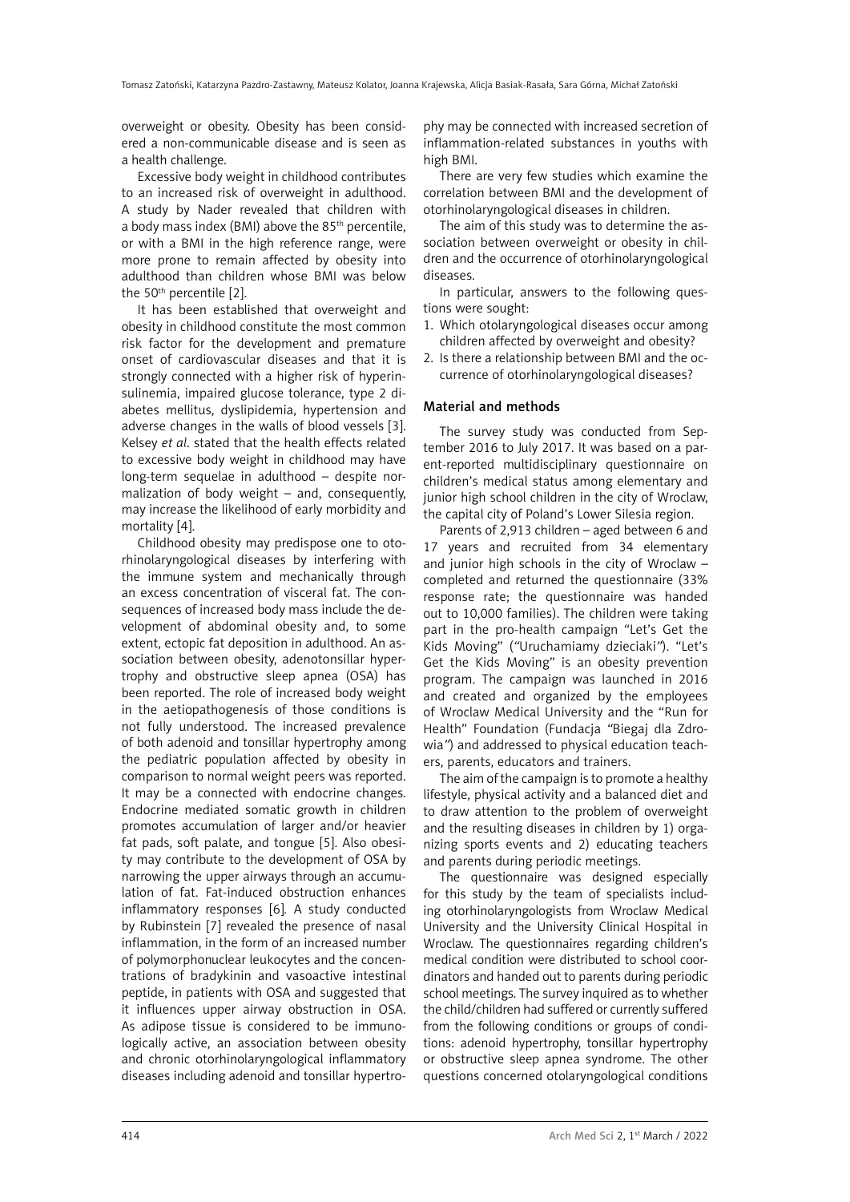overweight or obesity. Obesity has been considered a non-communicable disease and is seen as a health challenge.

Excessive body weight in childhood contributes to an increased risk of overweight in adulthood. A study by Nader revealed that children with a body mass index (BMI) above the 85th percentile, or with a BMI in the high reference range, were more prone to remain affected by obesity into adulthood than children whose BMI was below the 50th percentile [2].

It has been established that overweight and obesity in childhood constitute the most common risk factor for the development and premature onset of cardiovascular diseases and that it is strongly connected with a higher risk of hyperinsulinemia, impaired glucose tolerance, type 2 diabetes mellitus, dyslipidemia, hypertension and adverse changes in the walls of blood vessels [3]. Kelsey *et al*. stated that the health effects related to excessive body weight in childhood may have long-term sequelae in adulthood – despite normalization of body weight – and, consequently, may increase the likelihood of early morbidity and mortality [4].

Childhood obesity may predispose one to otorhinolaryngological diseases by interfering with the immune system and mechanically through an excess concentration of visceral fat. The consequences of increased body mass include the development of abdominal obesity and, to some extent, ectopic fat deposition in adulthood. An association between obesity, adenotonsillar hypertrophy and obstructive sleep apnea (OSA) has been reported. The role of increased body weight in the aetiopathogenesis of those conditions is not fully understood. The increased prevalence of both adenoid and tonsillar hypertrophy among the pediatric population affected by obesity in comparison to normal weight peers was reported. It may be a connected with endocrine changes. Endocrine mediated somatic growth in children promotes accumulation of larger and/or heavier fat pads, soft palate, and tongue [5]. Also obesity may contribute to the development of OSA by narrowing the upper airways through an accumulation of fat. Fat-induced obstruction enhances inflammatory responses [6]. A study conducted by Rubinstein [7] revealed the presence of nasal inflammation, in the form of an increased number of polymorphonuclear leukocytes and the concentrations of bradykinin and vasoactive intestinal peptide, in patients with OSA and suggested that it influences upper airway obstruction in OSA. As adipose tissue is considered to be immunologically active, an association between obesity and chronic otorhinolaryngological inflammatory diseases including adenoid and tonsillar hypertrophy may be connected with increased secretion of inflammation-related substances in youths with high BMI.

There are very few studies which examine the correlation between BMI and the development of otorhinolaryngological diseases in children.

The aim of this study was to determine the association between overweight or obesity in children and the occurrence of otorhinolaryngological diseases.

In particular, answers to the following questions were sought:

1. Which otolaryngological diseases occur among children affected by overweight and obesity?
2. Is there a relationship between BMI and the occurrence of otorhinolaryngological diseases?

## Material and methods

The survey study was conducted from September 2016 to July 2017. It was based on a parent-reported multidisciplinary questionnaire on children's medical status among elementary and junior high school children in the city of Wroclaw, the capital city of Poland's Lower Silesia region.

Parents of 2,913 children – aged between 6 and 17 years and recruited from 34 elementary and junior high schools in the city of Wroclaw – completed and returned the questionnaire (33% response rate; the questionnaire was handed out to 10,000 families). The children were taking part in the pro-health campaign "Let's Get the Kids Moving" ("Uruchamiamy dzieciaki"). "Let's Get the Kids Moving" is an obesity prevention program. The campaign was launched in 2016 and created and organized by the employees of Wroclaw Medical University and the "Run for Health" Foundation (Fundacja "Biegaj dla Zdrowia") and addressed to physical education teachers, parents, educators and trainers.

The aim of the campaign is to promote a healthy lifestyle, physical activity and a balanced diet and to draw attention to the problem of overweight and the resulting diseases in children by 1) organizing sports events and 2) educating teachers and parents during periodic meetings.

The questionnaire was designed especially for this study by the team of specialists including otorhinolaryngologists from Wroclaw Medical University and the University Clinical Hospital in Wroclaw. The questionnaires regarding children's medical condition were distributed to school coordinators and handed out to parents during periodic school meetings. The survey inquired as to whether the child/children had suffered or currently suffered from the following conditions or groups of conditions: adenoid hypertrophy, tonsillar hypertrophy or obstructive sleep apnea syndrome. The other questions concerned otolaryngological conditions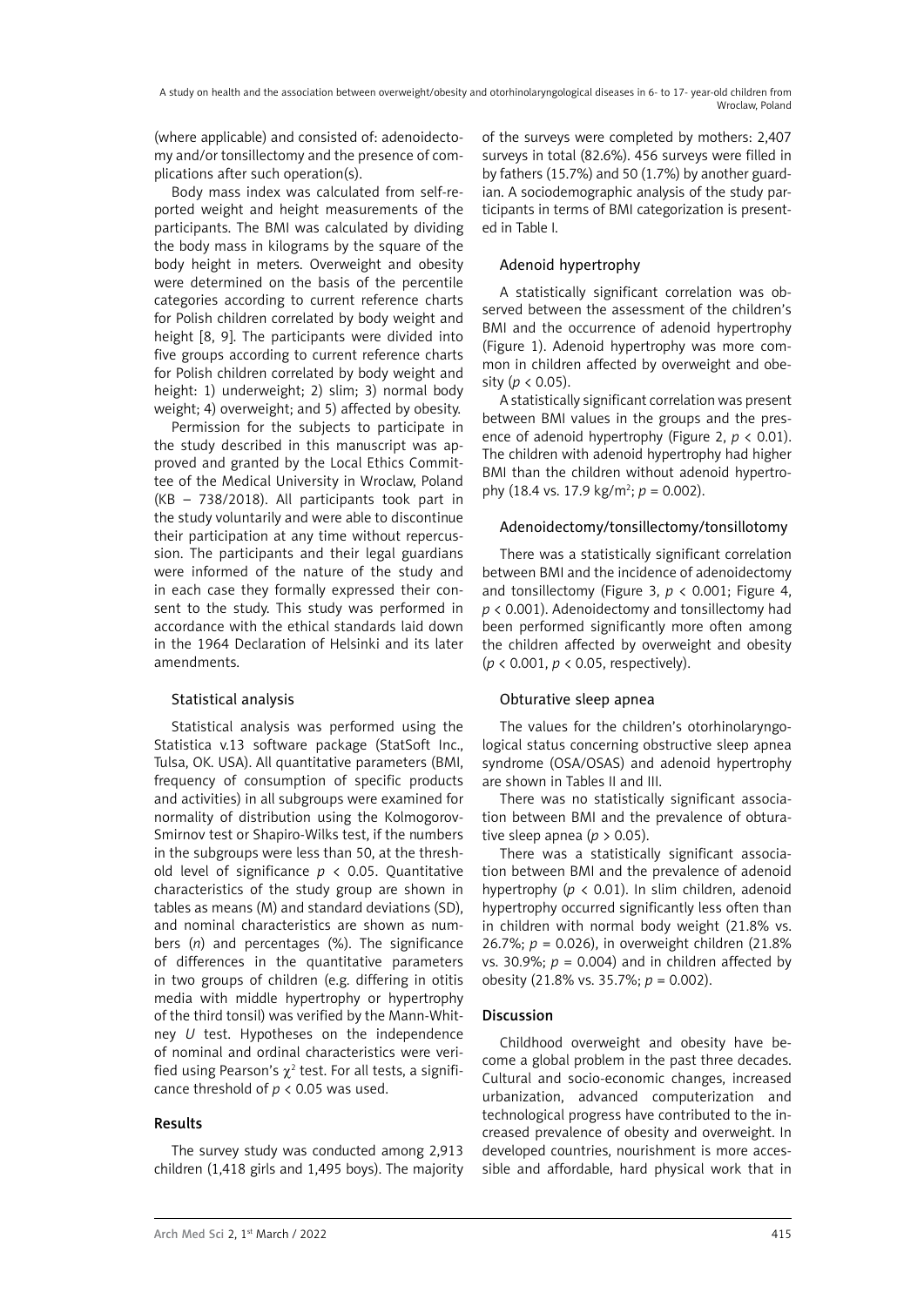(where applicable) and consisted of: adenoidectomy and/or tonsillectomy and the presence of complications after such operation(s).

Body mass index was calculated from self-reported weight and height measurements of the participants. The BMI was calculated by dividing the body mass in kilograms by the square of the body height in meters. Overweight and obesity were determined on the basis of the percentile categories according to current reference charts for Polish children correlated by body weight and height [8, 9]. The participants were divided into five groups according to current reference charts for Polish children correlated by body weight and height: 1) underweight; 2) slim; 3) normal body weight; 4) overweight; and 5) affected by obesity.

Permission for the subjects to participate in the study described in this manuscript was approved and granted by the Local Ethics Committee of the Medical University in Wroclaw, Poland (KB – 738/2018). All participants took part in the study voluntarily and were able to discontinue their participation at any time without repercussion. The participants and their legal guardians were informed of the nature of the study and in each case they formally expressed their consent to the study. This study was performed in accordance with the ethical standards laid down in the 1964 Declaration of Helsinki and its later amendments.

### Statistical analysis

Statistical analysis was performed using the Statistica v.13 software package (StatSoft Inc., Tulsa, OK. USA). All quantitative parameters (BMI, frequency of consumption of specific products and activities) in all subgroups were examined for normality of distribution using the Kolmogorov-Smirnov test or Shapiro-Wilks test, if the numbers in the subgroups were less than 50, at the threshold level of significance $p < 0.05$. Quantitative characteristics of the study group are shown in tables as means (M) and standard deviations (SD), and nominal characteristics are shown as numbers (*n*) and percentages (%). The significance of differences in the quantitative parameters in two groups of children (e.g. differing in otitis media with middle hypertrophy or hypertrophy of the third tonsil) was verified by the Mann-Whitney *U* test. Hypotheses on the independence of nominal and ordinal characteristics were verified using Pearson's $\chi^2$ test. For all tests, a significance threshold of $p < 0.05$ was used.

## Results

The survey study was conducted among 2,913 children (1,418 girls and 1,495 boys). The majority of the surveys were completed by mothers: 2,407 surveys in total (82.6%). 456 surveys were filled in by fathers (15.7%) and 50 (1.7%) by another guardian. A sociodemographic analysis of the study participants in terms of BMI categorization is presented in Table I.

### Adenoid hypertrophy

A statistically significant correlation was observed between the assessment of the children's BMI and the occurrence of adenoid hypertrophy (Figure 1). Adenoid hypertrophy was more common in children affected by overweight and obesity ($p < 0.05$).

A statistically significant correlation was present between BMI values in the groups and the presence of adenoid hypertrophy (Figure 2, $p < 0.01$). The children with adenoid hypertrophy had higher BMI than the children without adenoid hypertrophy (18.4 vs. 17.9 kg/m$^2$; $p = 0.002$).

### Adenoidectomy/tonsillectomy/tonsillotomy

There was a statistically significant correlation between BMI and the incidence of adenoidectomy and tonsillectomy (Figure 3, $p < 0.001$; Figure 4, $p < 0.001$). Adenoidectomy and tonsillectomy had been performed significantly more often among the children affected by overweight and obesity ($p < 0.001$, $p < 0.05$, respectively).

### Obturative sleep apnea

The values for the children's otorhinolaryngological status concerning obstructive sleep apnea syndrome (OSA/OSAS) and adenoid hypertrophy are shown in Tables II and III.

There was no statistically significant association between BMI and the prevalence of obturative sleep apnea ($p > 0.05$).

There was a statistically significant association between BMI and the prevalence of adenoid hypertrophy ($p < 0.01$). In slim children, adenoid hypertrophy occurred significantly less often than in children with normal body weight (21.8% vs. 26.7%; $p = 0.026$), in overweight children (21.8% vs. 30.9%; $p = 0.004$) and in children affected by obesity (21.8% vs. 35.7%; $p = 0.002$).

## Discussion

Childhood overweight and obesity have become a global problem in the past three decades. Cultural and socio-economic changes, increased urbanization, advanced computerization and technological progress have contributed to the increased prevalence of obesity and overweight. In developed countries, nourishment is more accessible and affordable, hard physical work that in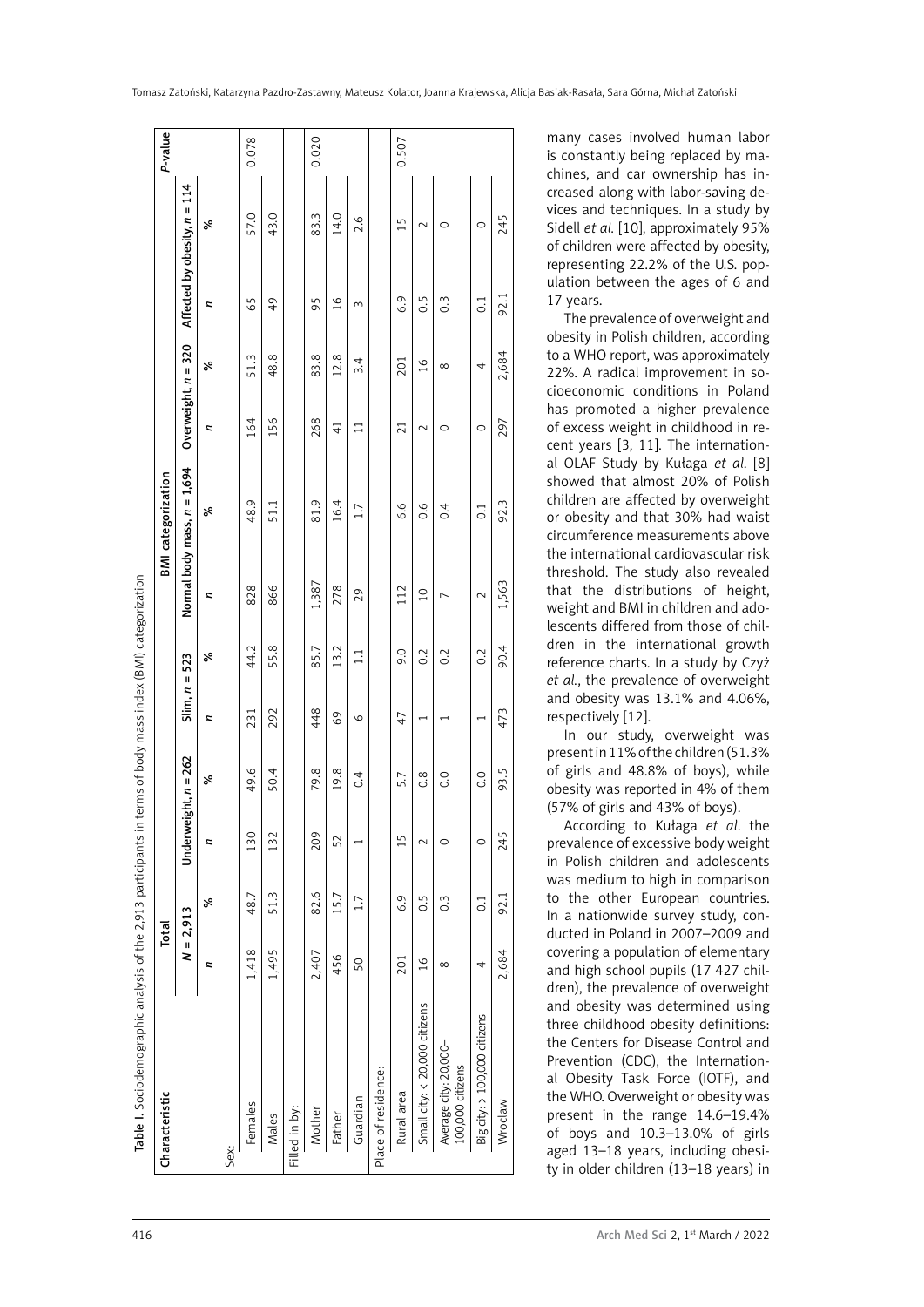**Table I.** Sociodemographic analysis of the 2,913 participants in terms of body mass index (BMI) categorization

| Characteristic | Total | | BMI categorization | | | | | | | | | | *P*-value |
|---|---|---|---|---|---|---|---|---|---|---|---|---|---|
| | *N* = 2,913 | | Underweight, *n* = 262 | | Slim, *n* = 523 | | Normal body mass, *n* = 1,694 | | Overweight, *n* = 320 | | Affected by obesity, *n* = 114 | | |
| | *n* | % | *n* | % | *n* | % | *n* | % | *n* | % | *n* | % | |
| Sex: | | | | | | | | | | | | | |
| Females | 1,418 | 48.7 | 130 | 49.6 | 231 | 44.2 | 828 | 48.9 | 164 | 51.3 | 65 | 57.0 | 0.078 |
| Males | 1,495 | 51.3 | 132 | 50.4 | 292 | 55.8 | 866 | 51.1 | 156 | 48.8 | 49 | 43.0 | |
| Filled in by: | | | | | | | | | | | | | |
| Mother | 2,407 | 82.6 | 209 | 79.8 | 448 | 85.7 | 1,387 | 81.9 | 268 | 83.8 | 95 | 83.3 | 0.020 |
| Father | 456 | 15.7 | 52 | 19.8 | 69 | 13.2 | 278 | 16.4 | 41 | 12.8 | 16 | 14.0 | |
| Guardian | 50 | 1.7 | 1 | 0.4 | 6 | 1.1 | 29 | 1.7 | 11 | 3.4 | 3 | 2.6 | |
| Place of residence: | | | | | | | | | | | | | |
| Rural area | 201 | 6.9 | 15 | 5.7 | 47 | 9.0 | 112 | 6.6 | 21 | 201 | 6.9 | 15 | 0.507 |
| Small city: < 20,000 citizens | 16 | 0.5 | 2 | 0.8 | 1 | 0.2 | 10 | 0.6 | 2 | 16 | 0.5 | 2 | |
| Average city: 20,000–100,000 citizens | 8 | 0.3 | 0 | 0.0 | 1 | 0.2 | 7 | 0.4 | 0 | 8 | 0.3 | 0 | |
| Big city: > 100,000 citizens | 4 | 0.1 | 0 | 0.0 | 1 | 0.2 | 2 | 0.1 | 0 | 4 | 0.1 | 0 | |
| Wroclaw | 2,684 | 92.1 | 245 | 93.5 | 473 | 90.4 | 1,563 | 92.3 | 297 | 2,684 | 92.1 | 245 | |

many cases involved human labor is constantly being replaced by machines, and car ownership has increased along with labor-saving devices and techniques. In a study by Sidell *et al.* [10], approximately 95% of children were affected by obesity, representing 22.2% of the U.S. population between the ages of 6 and 17 years.

The prevalence of overweight and obesity in Polish children, according to a WHO report, was approximately 22%. A radical improvement in socioeconomic conditions in Poland has promoted a higher prevalence of excess weight in childhood in recent years [3, 11]. The international OLAF Study by Kułaga *et al.* [8] showed that almost 20% of Polish children are affected by overweight or obesity and that 30% had waist circumference measurements above the international cardiovascular risk threshold. The study also revealed that the distributions of height, weight and BMI in children and adolescents differed from those of children in the international growth reference charts. In a study by Czyż *et al.*, the prevalence of overweight and obesity was 13.1% and 4.06%, respectively [12].

In our study, overweight was present in 11% of the children (51.3% of girls and 48.8% of boys), while obesity was reported in 4% of them (57% of girls and 43% of boys).

According to Kułaga *et al.* the prevalence of excessive body weight in Polish children and adolescents was medium to high in comparison to the other European countries. In a nationwide survey study, conducted in Poland in 2007–2009 and covering a population of elementary and high school pupils (17 427 children), the prevalence of overweight and obesity was determined using three childhood obesity definitions: the Centers for Disease Control and Prevention (CDC), the International Obesity Task Force (IOTF), and the WHO. Overweight or obesity was present in the range 14.6–19.4% of boys and 10.3–13.0% of girls aged 13–18 years, including obesity in older children (13–18 years) in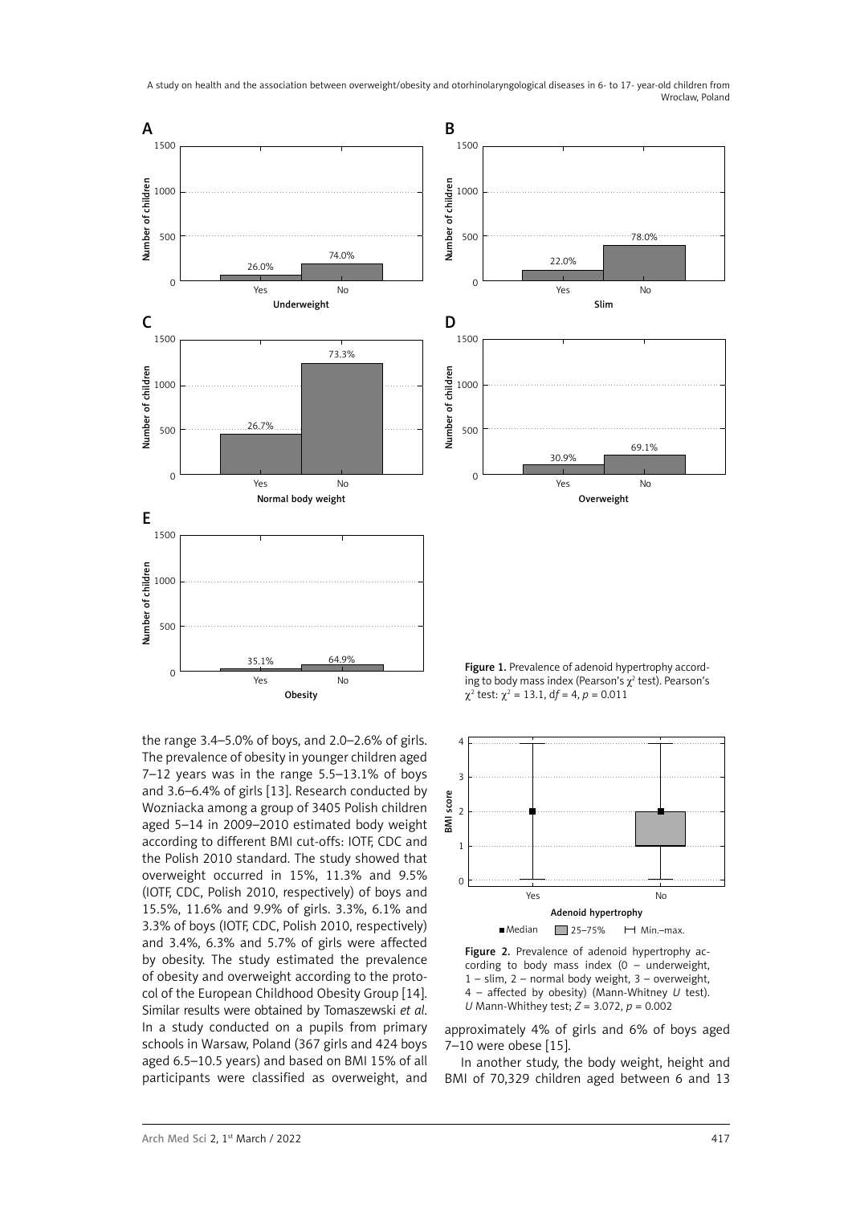Figure 1. Prevalence of adenoid hypertrophy according to body mass index (Pearson's $\chi^2$ test). Pearson's $\chi^2$ test: $\chi^2$ = 13.1, d*f* = 4, *p* = 0.011

Figure 2. Prevalence of adenoid hypertrophy according to body mass index (0 – underweight, 1 – slim, 2 – normal body weight, 3 – overweight, 4 – affected by obesity) (Mann-Whitney *U* test). *U* Mann-Whithey test; *Z* = 3.072, *p* = 0.002

the range 3.4–5.0% of boys, and 2.0–2.6% of girls. The prevalence of obesity in younger children aged 7–12 years was in the range 5.5–13.1% of boys and 3.6–6.4% of girls [13]. Research conducted by Wozniacka among a group of 3405 Polish children aged 5–14 in 2009–2010 estimated body weight according to different BMI cut-offs: IOTF, CDC and the Polish 2010 standard. The study showed that overweight occurred in 15%, 11.3% and 9.5% (IOTF, CDC, Polish 2010, respectively) of boys and 15.5%, 11.6% and 9.9% of girls. 3.3%, 6.1% and 3.3% of boys (IOTF, CDC, Polish 2010, respectively) and 3.4%, 6.3% and 5.7% of girls were affected by obesity. The study estimated the prevalence of obesity and overweight according to the protocol of the European Childhood Obesity Group [14]. Similar results were obtained by Tomaszewski *et al*. In a study conducted on a pupils from primary schools in Warsaw, Poland (367 girls and 424 boys aged 6.5–10.5 years) and based on BMI 15% of all participants were classified as overweight, and approximately 4% of girls and 6% of boys aged 7–10 were obese [15].

In another study, the body weight, height and BMI of 70,329 children aged between 6 and 13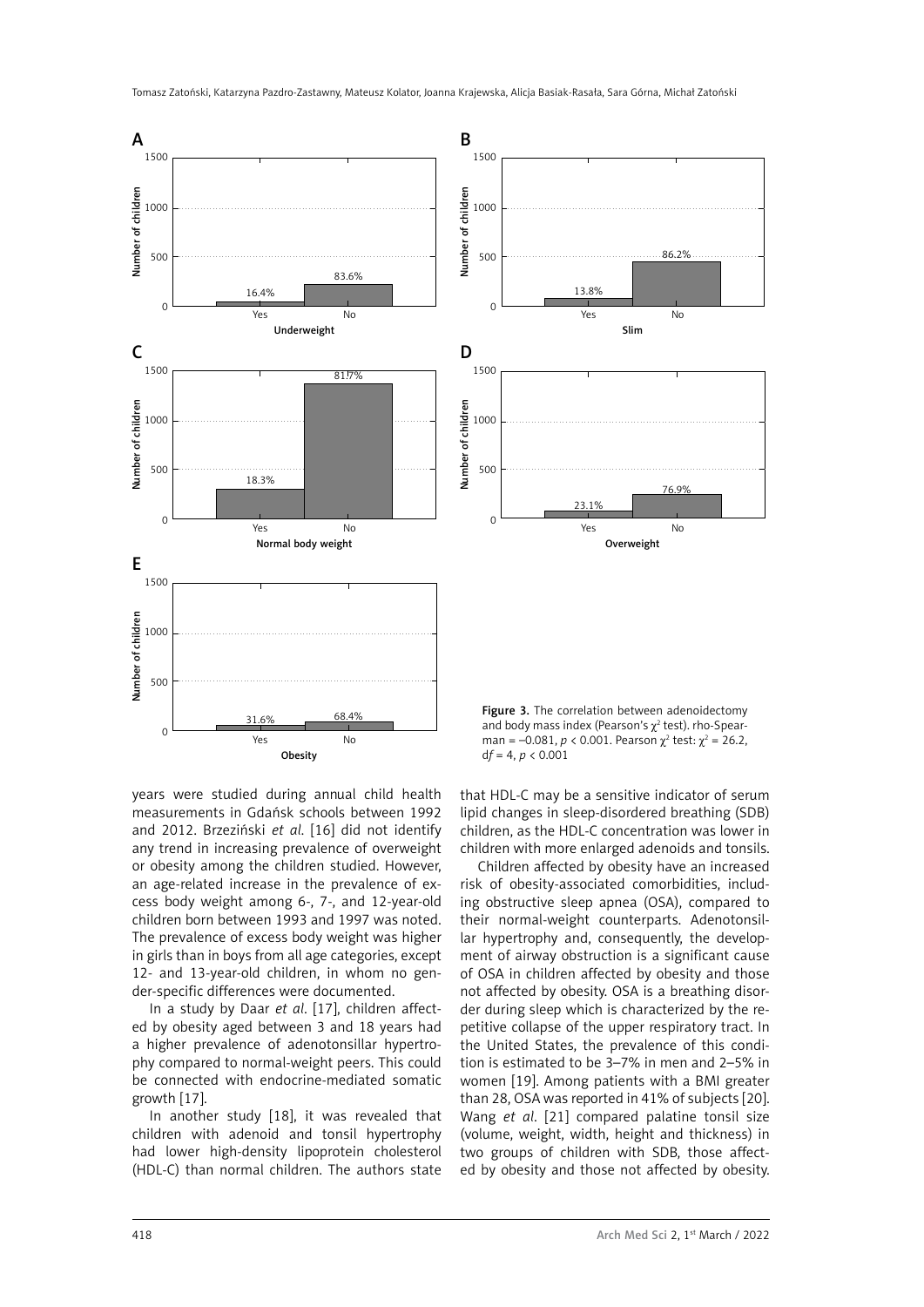A

| Underweight | Number of children |
|---|---|
| Yes | 16.4% |
| No | 83.6% |

B

| Slim | Number of children |
|---|---|
| Yes | 13.8% |
| No | 86.2% |

C

| Normal body weight | Number of children |
|---|---|
| Yes | 18.3% |
| No | 81.7% |

D

| Overweight | Number of children |
|---|---|
| Yes | 23.1% |
| No | 76.9% |

E

| Obesity | Number of children |
|---|---|
| Yes | 31.6% |
| No | 68.4% |

**Figure 3.** The correlation between adenoidectomy and body mass index (Pearson's $\chi^2$ test). rho-Spearman = –0.081, $p < 0.001$. Pearson $\chi^2$ test: $\chi^2 = 26.2$, $df = 4$, $p < 0.001$

years were studied during annual child health measurements in Gdańsk schools between 1992 and 2012. Brzeziński *et al.* [16] did not identify any trend in increasing prevalence of overweight or obesity among the children studied. However, an age-related increase in the prevalence of excess body weight among 6-, 7-, and 12-year-old children born between 1993 and 1997 was noted. The prevalence of excess body weight was higher in girls than in boys from all age categories, except 12- and 13-year-old children, in whom no gender-specific differences were documented.

In a study by Daar *et al.* [17], children affected by obesity aged between 3 and 18 years had a higher prevalence of adenotonsillar hypertrophy compared to normal-weight peers. This could be connected with endocrine-mediated somatic growth [17].

In another study [18], it was revealed that children with adenoid and tonsil hypertrophy had lower high-density lipoprotein cholesterol (HDL-C) than normal children. The authors state that HDL-C may be a sensitive indicator of serum lipid changes in sleep-disordered breathing (SDB) children, as the HDL-C concentration was lower in children with more enlarged adenoids and tonsils.

Children affected by obesity have an increased risk of obesity-associated comorbidities, including obstructive sleep apnea (OSA), compared to their normal-weight counterparts. Adenotonsillar hypertrophy and, consequently, the development of airway obstruction is a significant cause of OSA in children affected by obesity and those not affected by obesity. OSA is a breathing disorder during sleep which is characterized by the repetitive collapse of the upper respiratory tract. In the United States, the prevalence of this condition is estimated to be 3–7% in men and 2–5% in women [19]. Among patients with a BMI greater than 28, OSA was reported in 41% of subjects [20]. Wang *et al.* [21] compared palatine tonsil size (volume, weight, width, height and thickness) in two groups of children with SDB, those affected by obesity and those not affected by obesity.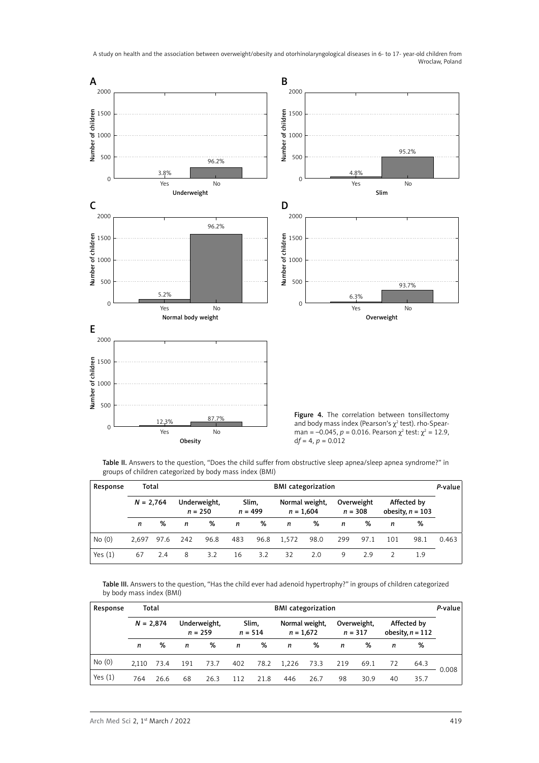**Figure 4.** The correlation between tonsillectomy and body mass index (Pearson's $\chi^2$ test). rho-Spearman = –0.045, $p$ = 0.016. Pearson $\chi^2$ test: $\chi^2$ = 12.9, d$f$ = 4, $p$ = 0.012

**Table II.** Answers to the question, "Does the child suffer from obstructive sleep apnea/sleep apnea syndrome?" in groups of children categorized by body mass index (BMI)

| Response | Total | | BMI categorization | | | | | | | | | | *P*-value |
|---|---|---|---|---|---|---|---|---|---|---|---|---|---|
| | *N* = 2,764 | | Underweight, *n* = 250 | | Slim, *n* = 499 | | Normal weight, *n* = 1,604 | | Overweight *n* = 308 | | Affected by obesity, *n* = 103 | | |
| | *n* | % | *n* | % | *n* | % | *n* | % | *n* | % | *n* | % | |
| No (0) | 2,697 | 97.6 | 242 | 96.8 | 483 | 96.8 | 1,572 | 98.0 | 299 | 97.1 | 101 | 98.1 | 0.463 |
| Yes (1) | 67 | 2.4 | 8 | 3.2 | 16 | 3.2 | 32 | 2.0 | 9 | 2.9 | 2 | 1.9 | |

**Table III.** Answers to the question, "Has the child ever had adenoid hypertrophy?" in groups of children categorized by body mass index (BMI)

| Response | Total | | BMI categorization | | | | | | | | | | *P*-value |
|---|---|---|---|---|---|---|---|---|---|---|---|---|---|
| | *N* = 2,874 | | Underweight, *n* = 259 | | Slim, *n* = 514 | | Normal weight, *n* = 1,672 | | Overweight, *n* = 317 | | Affected by obesity, *n* = 112 | | |
| | *n* | % | *n* | % | *n* | % | *n* | % | *n* | % | *n* | % | |
| No (0) | 2,110 | 73.4 | 191 | 73.7 | 402 | 78.2 | 1,226 | 73.3 | 219 | 69.1 | 72 | 64.3 | 0.008 |
| Yes (1) | 764 | 26.6 | 68 | 26.3 | 112 | 21.8 | 446 | 26.7 | 98 | 30.9 | 40 | 35.7 | |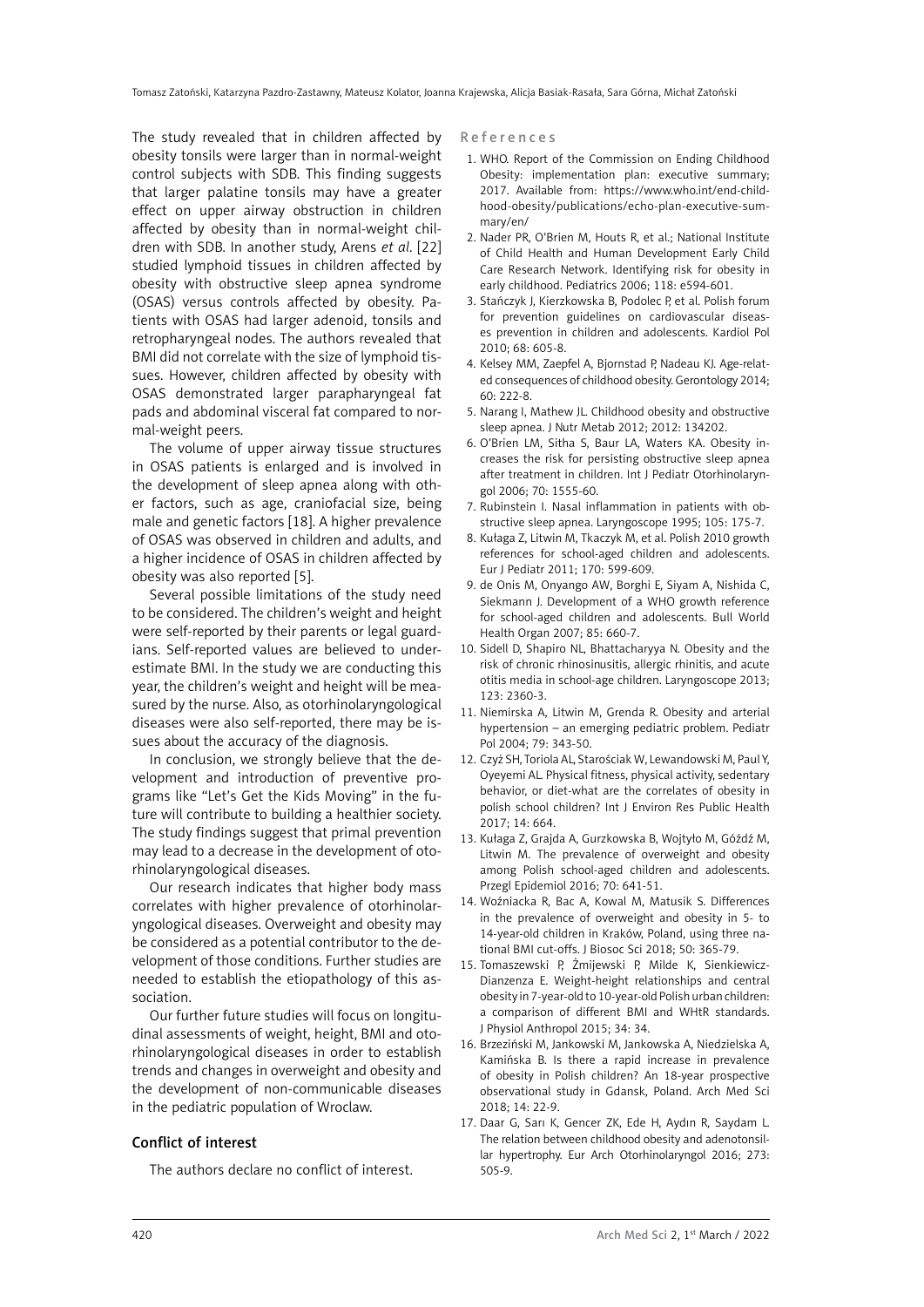The study revealed that in children affected by obesity tonsils were larger than in normal-weight control subjects with SDB. This finding suggests that larger palatine tonsils may have a greater effect on upper airway obstruction in children affected by obesity than in normal-weight children with SDB. In another study, Arens *et al*. [22] studied lymphoid tissues in children affected by obesity with obstructive sleep apnea syndrome (OSAS) versus controls affected by obesity. Patients with OSAS had larger adenoid, tonsils and retropharyngeal nodes. The authors revealed that BMI did not correlate with the size of lymphoid tissues. However, children affected by obesity with OSAS demonstrated larger parapharyngeal fat pads and abdominal visceral fat compared to normal-weight peers.

The volume of upper airway tissue structures in OSAS patients is enlarged and is involved in the development of sleep apnea along with other factors, such as age, craniofacial size, being male and genetic factors [18]. A higher prevalence of OSAS was observed in children and adults, and a higher incidence of OSAS in children affected by obesity was also reported [5].

Several possible limitations of the study need to be considered. The children's weight and height were self-reported by their parents or legal guardians. Self-reported values are believed to underestimate BMI. In the study we are conducting this year, the children's weight and height will be measured by the nurse. Also, as otorhinolaryngological diseases were also self-reported, there may be issues about the accuracy of the diagnosis.

In conclusion, we strongly believe that the development and introduction of preventive programs like "Let's Get the Kids Moving" in the future will contribute to building a healthier society. The study findings suggest that primal prevention may lead to a decrease in the development of otorhinolaryngological diseases.

Our research indicates that higher body mass correlates with higher prevalence of otorhinolaryngological diseases. Overweight and obesity may be considered as a potential contributor to the development of those conditions. Further studies are needed to establish the etiopathology of this association.

Our further future studies will focus on longitudinal assessments of weight, height, BMI and otorhinolaryngological diseases in order to establish trends and changes in overweight and obesity and the development of non-communicable diseases in the pediatric population of Wroclaw.

## Conflict of interest

The authors declare no conflict of interest.

## References

1. WHO. Report of the Commission on Ending Childhood Obesity: implementation plan: executive summary; 2017. Available from: https://www.who.int/end-childhood-obesity/publications/echo-plan-executive-summary/en/
2. Nader PR, O'Brien M, Houts R, et al.; National Institute of Child Health and Human Development Early Child Care Research Network. Identifying risk for obesity in early childhood. Pediatrics 2006; 118: e594-601.
3. Stańczyk J, Kierzkowska B, Podolec P, et al. Polish forum for prevention guidelines on cardiovascular diseases prevention in children and adolescents. Kardiol Pol 2010; 68: 605-8.
4. Kelsey MM, Zaepfel A, Bjornstad P, Nadeau KJ. Age-related consequences of childhood obesity. Gerontology 2014; 60: 222-8.
5. Narang I, Mathew JL. Childhood obesity and obstructive sleep apnea. J Nutr Metab 2012; 2012: 134202.
6. O'Brien LM, Sitha S, Baur LA, Waters KA. Obesity increases the risk for persisting obstructive sleep apnea after treatment in children. Int J Pediatr Otorhinolaryngol 2006; 70: 1555-60.
7. Rubinstein I. Nasal inflammation in patients with obstructive sleep apnea. Laryngoscope 1995; 105: 175-7.
8. Kułaga Z, Litwin M, Tkaczyk M, et al. Polish 2010 growth references for school-aged children and adolescents. Eur J Pediatr 2011; 170: 599-609.
9. de Onis M, Onyango AW, Borghi E, Siyam A, Nishida C, Siekmann J. Development of a WHO growth reference for school-aged children and adolescents. Bull World Health Organ 2007; 85: 660-7.
10. Sidell D, Shapiro NL, Bhattacharyya N. Obesity and the risk of chronic rhinosinusitis, allergic rhinitis, and acute otitis media in school-age children. Laryngoscope 2013; 123: 2360-3.
11. Niemirska A, Litwin M, Grenda R. Obesity and arterial hypertension – an emerging pediatric problem. Pediatr Pol 2004; 79: 343-50.
12. Czyż SH, Toriola AL, Starościak W, Lewandowski M, Paul Y, Oyeyemi AL. Physical fitness, physical activity, sedentary behavior, or diet-what are the correlates of obesity in polish school children? Int J Environ Res Public Health 2017; 14: 664.
13. Kułaga Z, Grajda A, Gurzkowska B, Wojtyło M, Góźdź M, Litwin M. The prevalence of overweight and obesity among Polish school-aged children and adolescents. Przegl Epidemiol 2016; 70: 641-51.
14. Woźniacka R, Bac A, Kowal M, Matusik S. Differences in the prevalence of overweight and obesity in 5- to 14-year-old children in Kraków, Poland, using three national BMI cut-offs. J Biosoc Sci 2018; 50: 365-79.
15. Tomaszewski P, Żmijewski P, Milde K, Sienkiewicz-Dianzenza E. Weight-height relationships and central obesity in 7-year-old to 10-year-old Polish urban children: a comparison of different BMI and WHtR standards. J Physiol Anthropol 2015; 34: 34.
16. Brzeziński M, Jankowski M, Jankowska A, Niedzielska A, Kamińska B. Is there a rapid increase in prevalence of obesity in Polish children? An 18-year prospective observational study in Gdansk, Poland. Arch Med Sci 2018; 14: 22-9.
17. Daar G, Sarı K, Gencer ZK, Ede H, Aydın R, Saydam L. The relation between childhood obesity and adenotonsillar hypertrophy. Eur Arch Otorhinolaryngol 2016; 273: 505-9.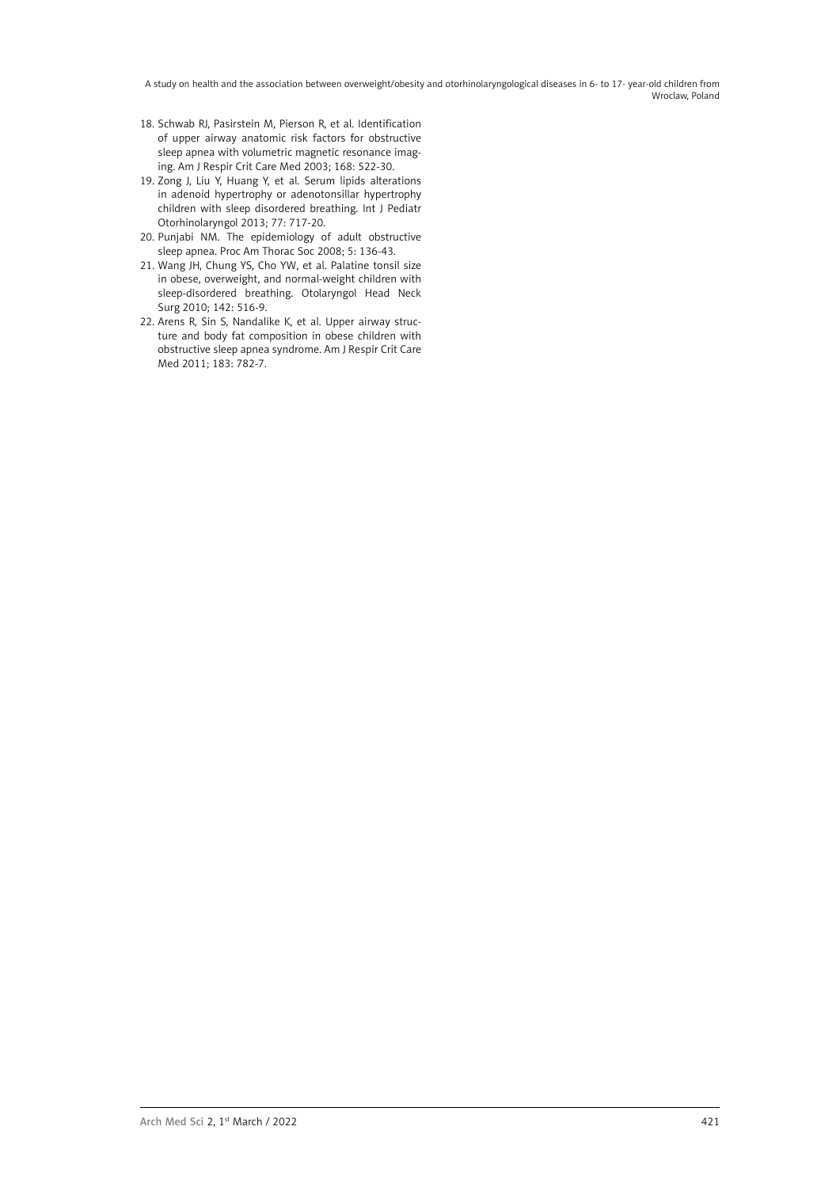18. Schwab RJ, Pasirstein M, Pierson R, et al. Identification of upper airway anatomic risk factors for obstructive sleep apnea with volumetric magnetic resonance imaging. Am J Respir Crit Care Med 2003; 168: 522-30.
19. Zong J, Liu Y, Huang Y, et al. Serum lipids alterations in adenoid hypertrophy or adenotonsillar hypertrophy children with sleep disordered breathing. Int J Pediatr Otorhinolaryngol 2013; 77: 717-20.
20. Punjabi NM. The epidemiology of adult obstructive sleep apnea. Proc Am Thorac Soc 2008; 5: 136-43.
21. Wang JH, Chung YS, Cho YW, et al. Palatine tonsil size in obese, overweight, and normal-weight children with sleep-disordered breathing. Otolaryngol Head Neck Surg 2010; 142: 516-9.
22. Arens R, Sin S, Nandalike K, et al. Upper airway structure and body fat composition in obese children with obstructive sleep apnea syndrome. Am J Respir Crit Care Med 2011; 183: 782-7.